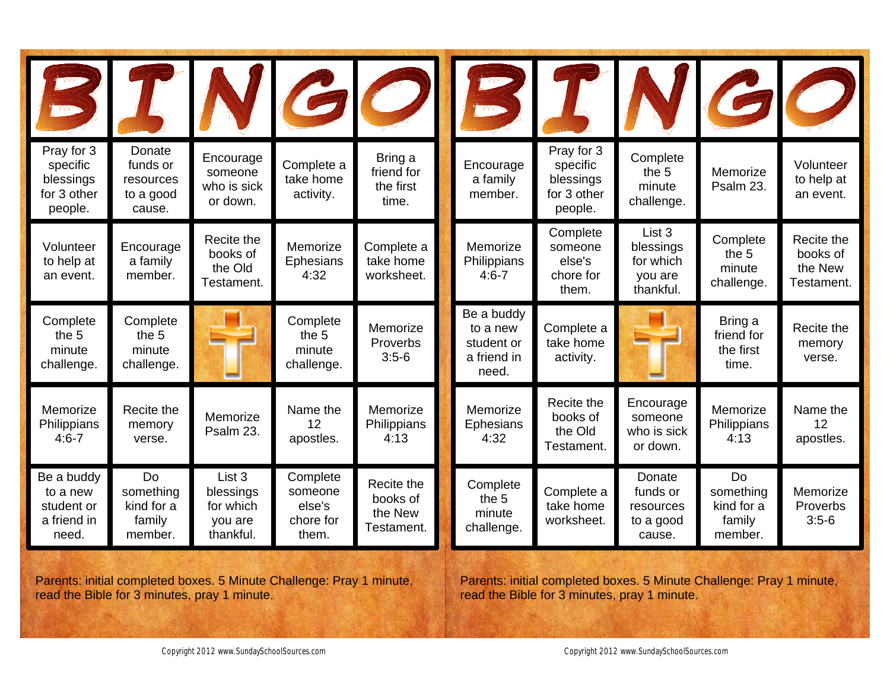| B | I | N | G | O |
|---|---|---|---|---|
| Pray for 3 specific blessings for 3 other people. | Donate funds or resources to a good cause. | Encourage someone who is sick or down. | Complete a take home activity. | Bring a friend for the first time. |
| Volunteer to help at an event. | Encourage a family member. | Recite the books of the Old Testament. | Memorize Ephesians 4:32 | Complete a take home worksheet. |
| Complete the 5 minute challenge. | Complete the 5 minute challenge. | | Complete the 5 minute challenge. | Memorize Proverbs 3:5-6 |
| Memorize Philippians 4:6-7 | Recite the memory verse. | Memorize Psalm 23. | Name the 12 apostles. | Memorize Philippians 4:13 |
| Be a buddy to a new student or a friend in need. | Do something kind for a family member. | List 3 blessings for which you are thankful. | Complete someone else's chore for them. | Recite the books of the New Testament. |

Parents: initial completed boxes. 5 Minute Challenge: Pray 1 minute, read the Bible for 3 minutes, pray 1 minute.

Copyright 2012 www.SundaySchoolSources.com

| B | I | N | G | O |
|---|---|---|---|---|
| Encourage a family member. | Pray for 3 specific blessings for 3 other people. | Complete the 5 minute challenge. | Memorize Psalm 23. | Volunteer to help at an event. |
| Memorize Philippians 4:6-7 | Complete someone else's chore for them. | List 3 blessings for which you are thankful. | Complete the 5 minute challenge. | Recite the books of the New Testament. |
| Be a buddy to a new student or a friend in need. | Complete a take home activity. | | Bring a friend for the first time. | Recite the memory verse. |
| Memorize Ephesians 4:32 | Recite the books of the Old Testament. | Encourage someone who is sick or down. | Memorize Philippians 4:13 | Name the 12 apostles. |
| Complete the 5 minute challenge. | Complete a take home worksheet. | Donate funds or resources to a good cause. | Do something kind for a family member. | Memorize Proverbs 3:5-6 |

Parents: initial completed boxes. 5 Minute Challenge: Pray 1 minute, read the Bible for 3 minutes, pray 1 minute.

Copyright 2012 www.SundaySchoolSources.com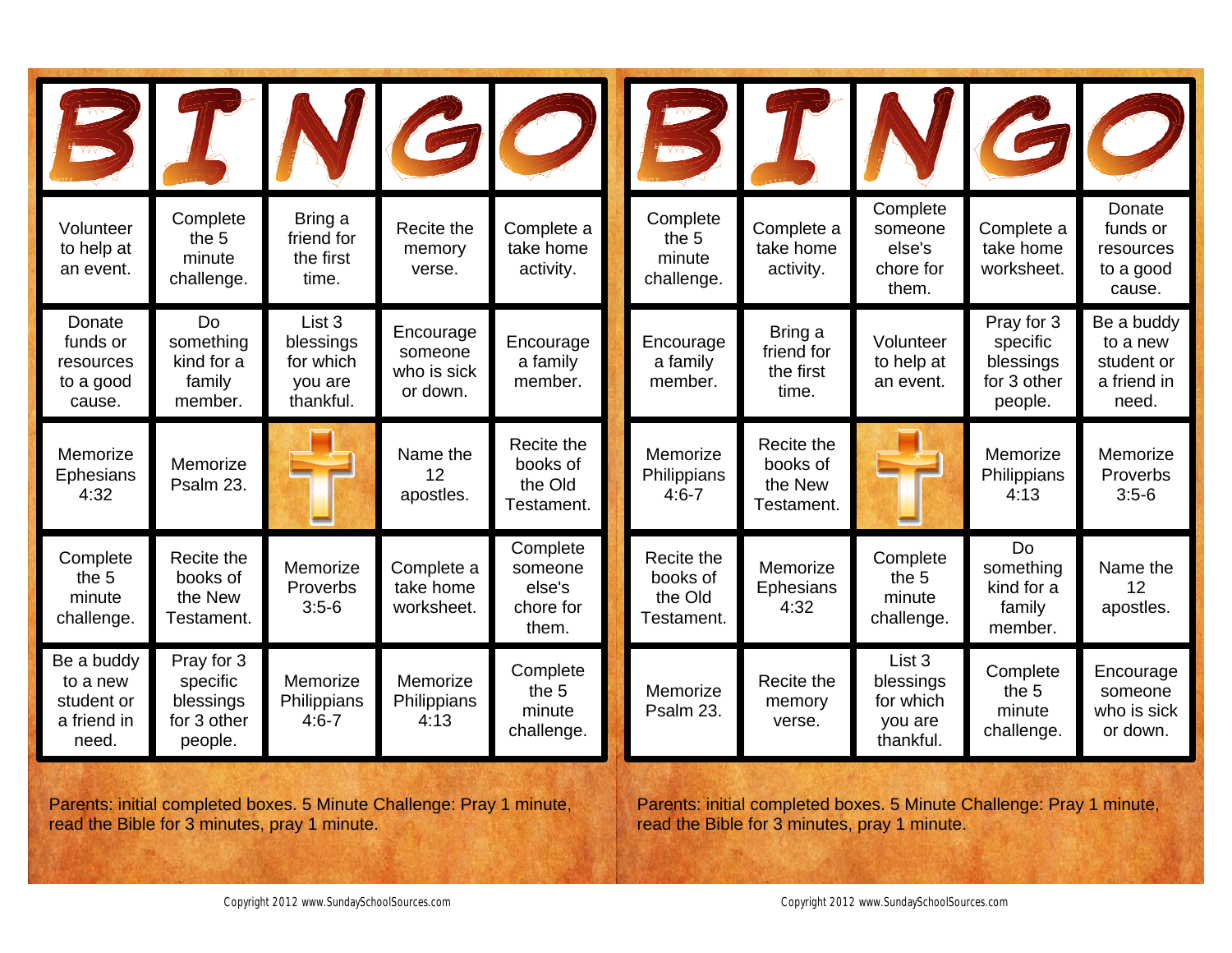| B | I | N | G | O |
|---|---|---|---|---|
| Volunteer to help at an event. | Complete the 5 minute challenge. | Bring a friend for the first time. | Recite the memory verse. | Complete a take home activity. |
| Donate funds or resources to a good cause. | Do something kind for a family member. | List 3 blessings for which you are thankful. | Encourage someone who is sick or down. | Encourage a family member. |
| Memorize Ephesians 4:32 | Memorize Psalm 23. | | Name the 12 apostles. | Recite the books of the Old Testament. |
| Complete the 5 minute challenge. | Recite the books of the New Testament. | Memorize Proverbs 3:5-6 | Complete a take home worksheet. | Complete someone else's chore for them. |
| Be a buddy to a new student or a friend in need. | Pray for 3 specific blessings for 3 other people. | Memorize Philippians 4:6-7 | Memorize Philippians 4:13 | Complete the 5 minute challenge. |

Parents: initial completed boxes. 5 Minute Challenge: Pray 1 minute, read the Bible for 3 minutes, pray 1 minute.

Copyright 2012 www.SundaySchoolSources.com

| B | I | N | G | O |
|---|---|---|---|---|
| Complete the 5 minute challenge. | Complete a take home activity. | Complete someone else's chore for them. | Complete a take home worksheet. | Donate funds or resources to a good cause. |
| Encourage a family member. | Bring a friend for the first time. | Volunteer to help at an event. | Pray for 3 specific blessings for 3 other people. | Be a buddy to a new student or a friend in need. |
| Memorize Philippians 4:6-7 | Recite the books of the New Testament. | | Memorize Philippians 4:13 | Memorize Proverbs 3:5-6 |
| Recite the books of the Old Testament. | Memorize Ephesians 4:32 | Complete the 5 minute challenge. | Do something kind for a family member. | Name the 12 apostles. |
| Memorize Psalm 23. | Recite the memory verse. | List 3 blessings for which you are thankful. | Complete the 5 minute challenge. | Encourage someone who is sick or down. |

Parents: initial completed boxes. 5 Minute Challenge: Pray 1 minute, read the Bible for 3 minutes, pray 1 minute.

Copyright 2012 www.SundaySchoolSources.com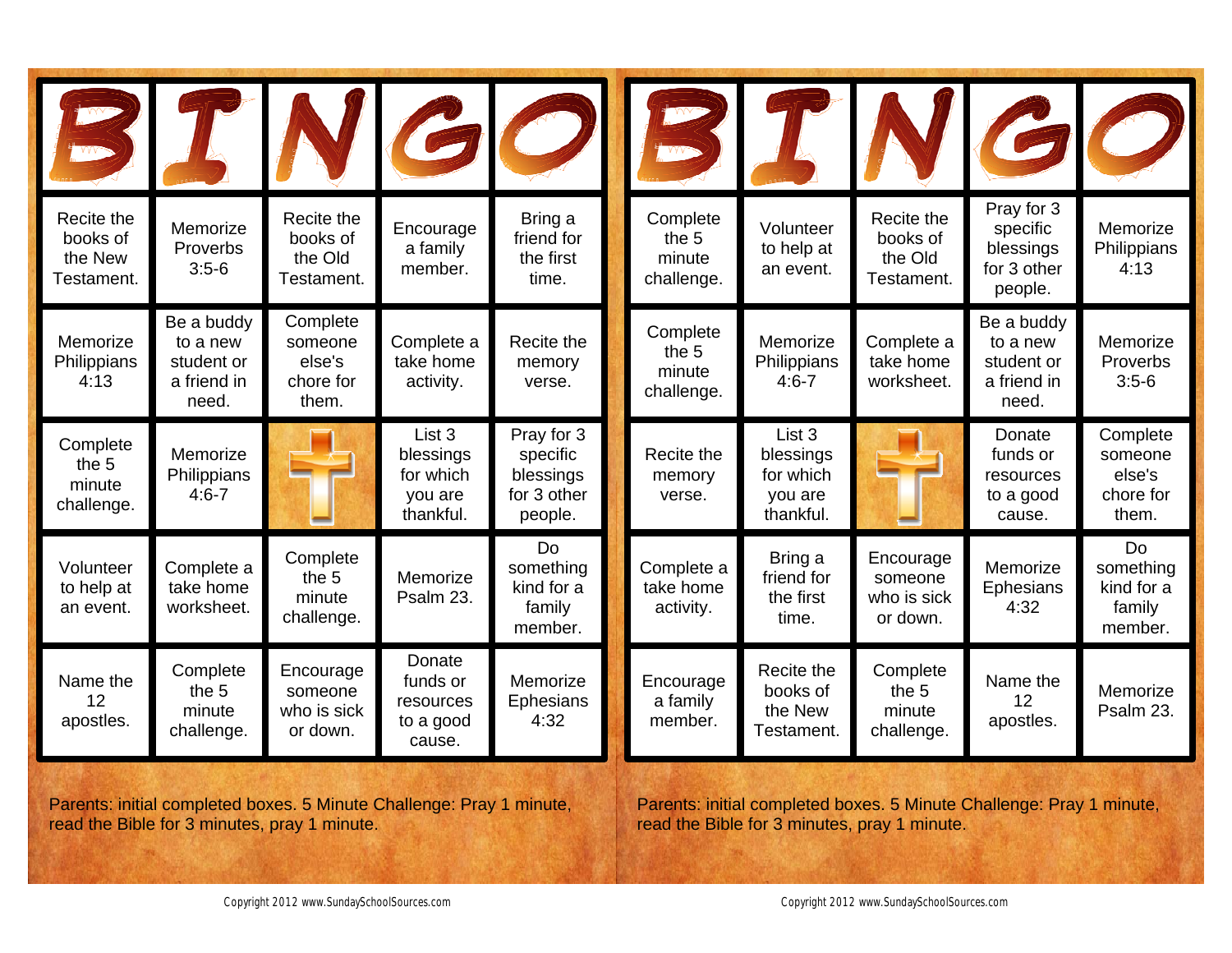| B | I | N | G | O |
|---|---|---|---|---|
| Recite the books of the New Testament. | Memorize Proverbs 3:5-6 | Recite the books of the Old Testament. | Encourage a family member. | Bring a friend for the first time. |
| Memorize Philippians 4:13 | Be a buddy to a new student or a friend in need. | Complete someone else's chore for them. | Complete a take home activity. | Recite the memory verse. |
| Complete the 5 minute challenge. | Memorize Philippians 4:6-7 | | List 3 blessings for which you are thankful. | Pray for 3 specific blessings for 3 other people. |
| Volunteer to help at an event. | Complete a take home worksheet. | Complete the 5 minute challenge. | Memorize Psalm 23. | Do something kind for a family member. |
| Name the 12 apostles. | Complete the 5 minute challenge. | Encourage someone who is sick or down. | Donate funds or resources to a good cause. | Memorize Ephesians 4:32 |

Parents: initial completed boxes. 5 Minute Challenge: Pray 1 minute, read the Bible for 3 minutes, pray 1 minute.

Copyright 2012 www.SundaySchoolSources.com

| B | I | N | G | O |
|---|---|---|---|---|
| Complete the 5 minute challenge. | Volunteer to help at an event. | Recite the books of the Old Testament. | Pray for 3 specific blessings for 3 other people. | Memorize Philippians 4:13 |
| Complete the 5 minute challenge. | Memorize Philippians 4:6-7 | Complete a take home worksheet. | Be a buddy to a new student or a friend in need. | Memorize Proverbs 3:5-6 |
| Recite the memory verse. | List 3 blessings for which you are thankful. | | Donate funds or resources to a good cause. | Complete someone else's chore for them. |
| Complete a take home activity. | Bring a friend for the first time. | Encourage someone who is sick or down. | Memorize Ephesians 4:32 | Do something kind for a family member. |
| Encourage a family member. | Recite the books of the New Testament. | Complete the 5 minute challenge. | Name the 12 apostles. | Memorize Psalm 23. |

Parents: initial completed boxes. 5 Minute Challenge: Pray 1 minute, read the Bible for 3 minutes, pray 1 minute.

Copyright 2012 www.SundaySchoolSources.com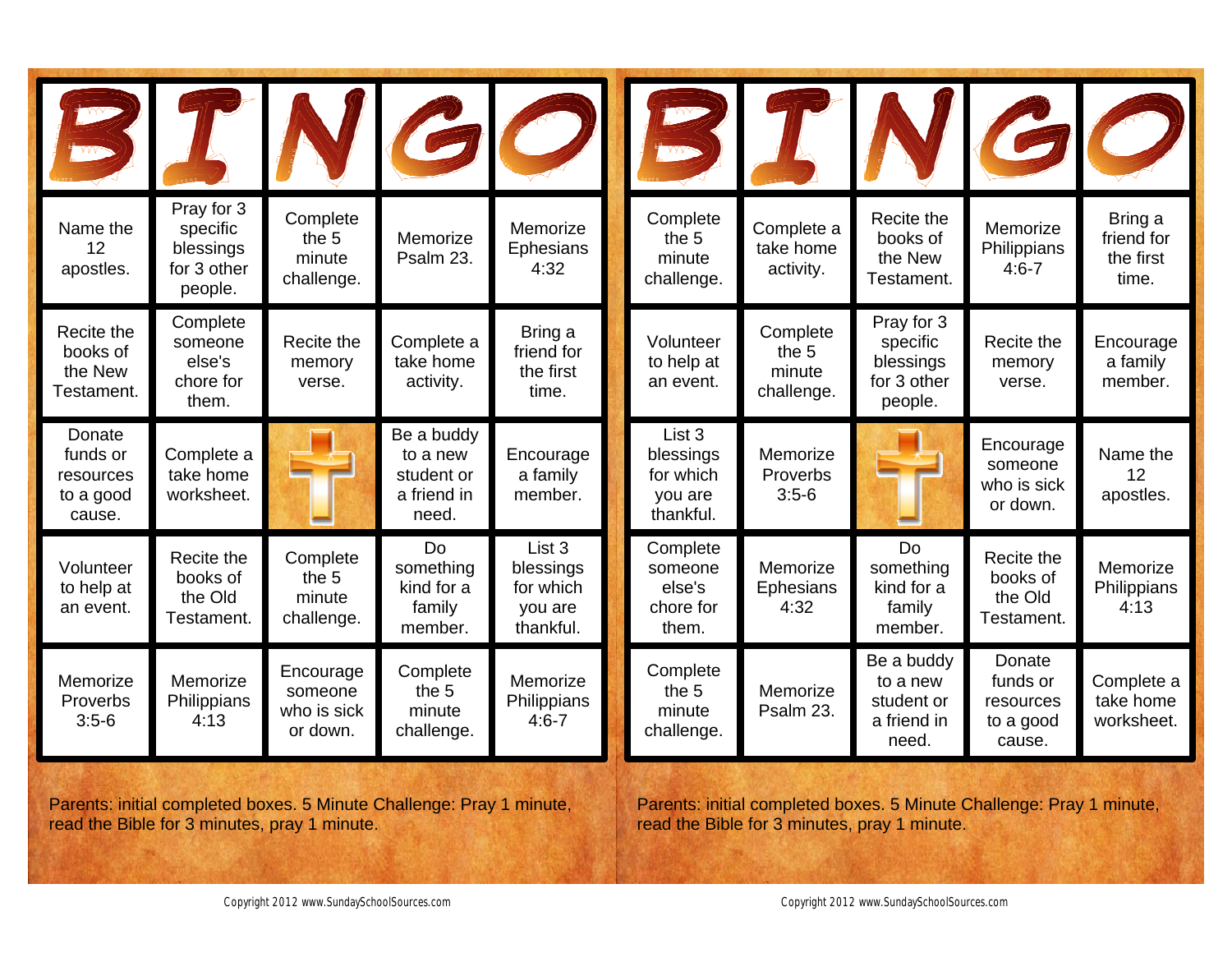| B | I | N | G | O |
|---|---|---|---|---|
| Name the 12 apostles. | Pray for 3 specific blessings for 3 other people. | Complete the 5 minute challenge. | Memorize Psalm 23. | Memorize Ephesians 4:32 |
| Recite the books of the New Testament. | Complete someone else's chore for them. | Recite the memory verse. | Complete a take home activity. | Bring a friend for the first time. |
| Donate funds or resources to a good cause. | Complete a take home worksheet. | | Be a buddy to a new student or a friend in need. | Encourage a family member. |
| Volunteer to help at an event. | Recite the books of the Old Testament. | Complete the 5 minute challenge. | Do something kind for a family member. | List 3 blessings for which you are thankful. |
| Memorize Proverbs 3:5-6 | Memorize Philippians 4:13 | Encourage someone who is sick or down. | Complete the 5 minute challenge. | Memorize Philippians 4:6-7 |

Parents: initial completed boxes. 5 Minute Challenge: Pray 1 minute, read the Bible for 3 minutes, pray 1 minute.

Copyright 2012 www.SundaySchoolSources.com

| B | I | N | G | O |
|---|---|---|---|---|
| Complete the 5 minute challenge. | Complete a take home activity. | Recite the books of the New Testament. | Memorize Philippians 4:6-7 | Bring a friend for the first time. |
| Volunteer to help at an event. | Complete the 5 minute challenge. | Pray for 3 specific blessings for 3 other people. | Recite the memory verse. | Encourage a family member. |
| List 3 blessings for which you are thankful. | Memorize Proverbs 3:5-6 | | Encourage someone who is sick or down. | Name the 12 apostles. |
| Complete someone else's chore for them. | Memorize Ephesians 4:32 | Do something kind for a family member. | Recite the books of the Old Testament. | Memorize Philippians 4:13 |
| Complete the 5 minute challenge. | Memorize Psalm 23. | Be a buddy to a new student or a friend in need. | Donate funds or resources to a good cause. | Complete a take home worksheet. |

Parents: initial completed boxes. 5 Minute Challenge: Pray 1 minute, read the Bible for 3 minutes, pray 1 minute.

Copyright 2012 www.SundaySchoolSources.com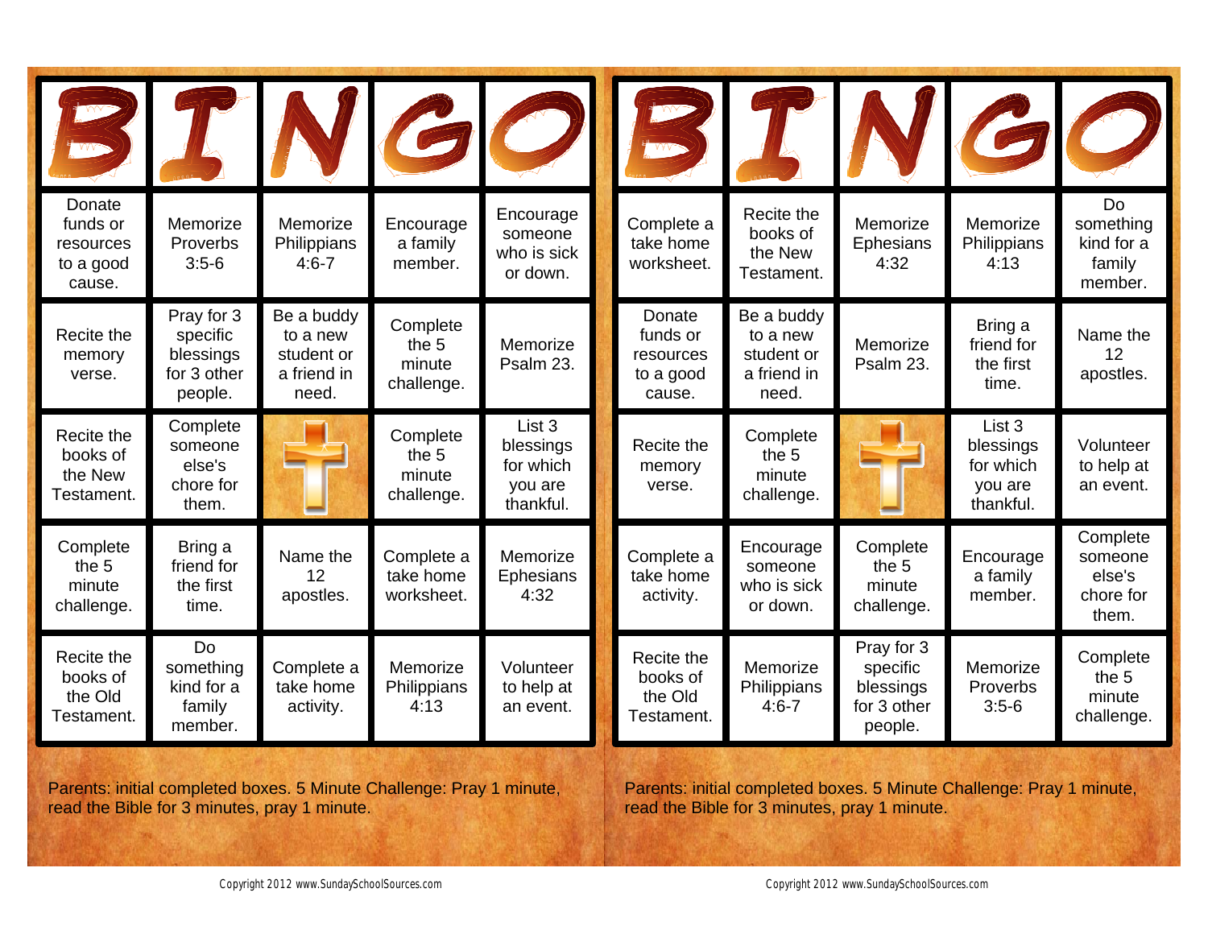| B | I | N | G | O |
|---|---|---|---|---|
| Donate funds or resources to a good cause. | Memorize Proverbs 3:5-6 | Memorize Philippians 4:6-7 | Encourage a family member. | Encourage someone who is sick or down. |
| Recite the memory verse. | Pray for 3 specific blessings for 3 other people. | Be a buddy to a new student or a friend in need. | Complete the 5 minute challenge. | Memorize Psalm 23. |
| Recite the books of the New Testament. | Complete someone else's chore for them. | | Complete the 5 minute challenge. | List 3 blessings for which you are thankful. |
| Complete the 5 minute challenge. | Bring a friend for the first time. | Name the 12 apostles. | Complete a take home worksheet. | Memorize Ephesians 4:32 |
| Recite the books of the Old Testament. | Do something kind for a family member. | Complete a take home activity. | Memorize Philippians 4:13 | Volunteer to help at an event. |

Parents: initial completed boxes. 5 Minute Challenge: Pray 1 minute, read the Bible for 3 minutes, pray 1 minute.

Copyright 2012 www.SundaySchoolSources.com

| B | I | N | G | O |
|---|---|---|---|---|
| Complete a take home worksheet. | Recite the books of the New Testament. | Memorize Ephesians 4:32 | Memorize Philippians 4:13 | Do something kind for a family member. |
| Donate funds or resources to a good cause. | Be a buddy to a new student or a friend in need. | Memorize Psalm 23. | Bring a friend for the first time. | Name the 12 apostles. |
| Recite the memory verse. | Complete the 5 minute challenge. | | List 3 blessings for which you are thankful. | Volunteer to help at an event. |
| Complete a take home activity. | Encourage someone who is sick or down. | Complete the 5 minute challenge. | Encourage a family member. | Complete someone else's chore for them. |
| Recite the books of the Old Testament. | Memorize Philippians 4:6-7 | Pray for 3 specific blessings for 3 other people. | Memorize Proverbs 3:5-6 | Complete the 5 minute challenge. |

Parents: initial completed boxes. 5 Minute Challenge: Pray 1 minute, read the Bible for 3 minutes, pray 1 minute.

Copyright 2012 www.SundaySchoolSources.com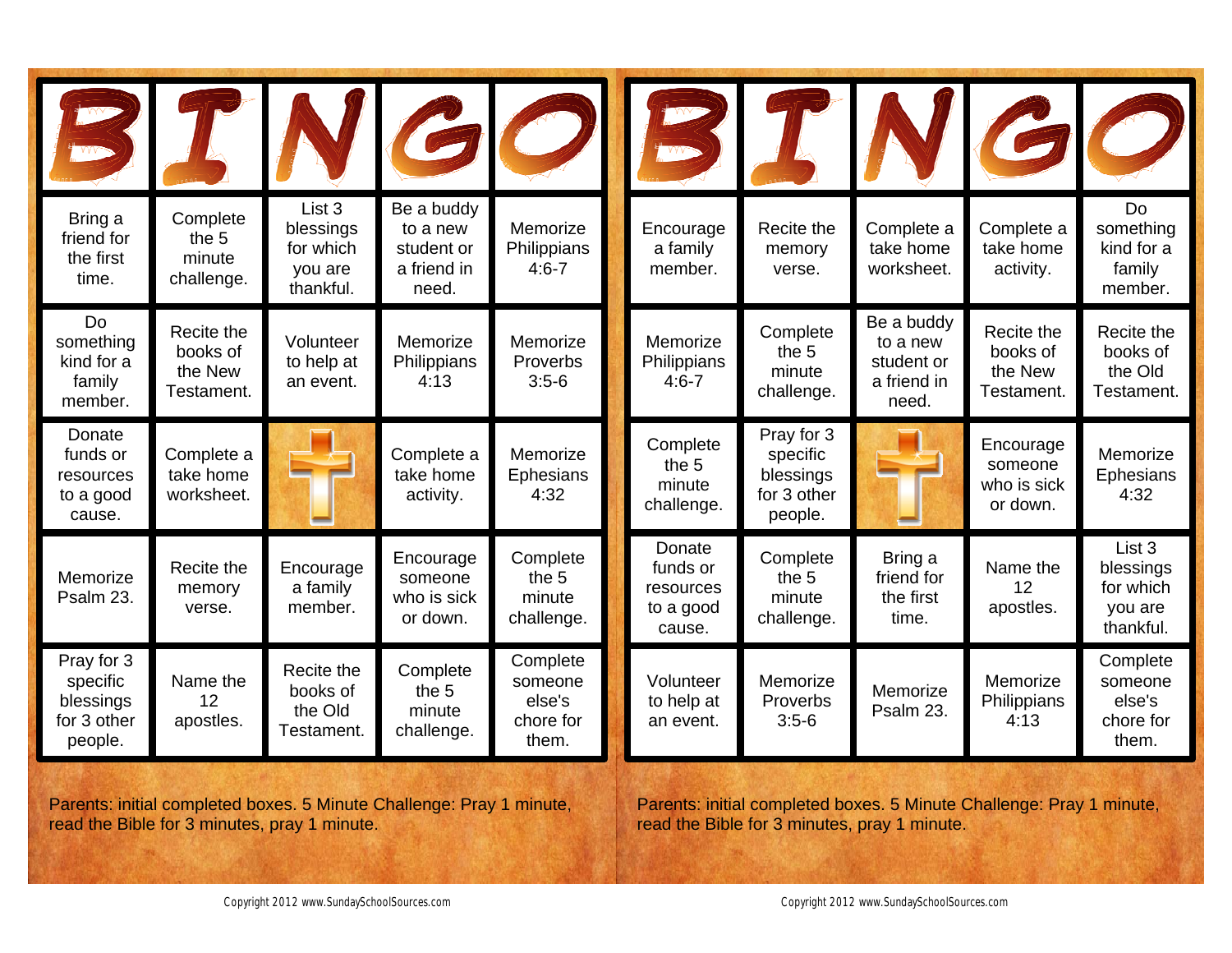| B | I | N | G | O |
|---|---|---|---|---|
| Bring a friend for the first time. | Complete the 5 minute challenge. | List 3 blessings for which you are thankful. | Be a buddy to a new student or a friend in need. | Memorize Philippians 4:6-7 |
| Do something kind for a family member. | Recite the books of the New Testament. | Volunteer to help at an event. | Memorize Philippians 4:13 | Memorize Proverbs 3:5-6 |
| Donate funds or resources to a good cause. | Complete a take home worksheet. | | Complete a take home activity. | Memorize Ephesians 4:32 |
| Memorize Psalm 23. | Recite the memory verse. | Encourage a family member. | Encourage someone who is sick or down. | Complete the 5 minute challenge. |
| Pray for 3 specific blessings for 3 other people. | Name the 12 apostles. | Recite the books of the Old Testament. | Complete the 5 minute challenge. | Complete someone else's chore for them. |

Parents: initial completed boxes. 5 Minute Challenge: Pray 1 minute, read the Bible for 3 minutes, pray 1 minute.

Copyright 2012 www.SundaySchoolSources.com

| B | I | N | G | O |
|---|---|---|---|---|
| Encourage a family member. | Recite the memory verse. | Complete a take home worksheet. | Complete a take home activity. | Do something kind for a family member. |
| Memorize Philippians 4:6-7 | Complete the 5 minute challenge. | Be a buddy to a new student or a friend in need. | Recite the books of the New Testament. | Recite the books of the Old Testament. |
| Complete the 5 minute challenge. | Pray for 3 specific blessings for 3 other people. | | Encourage someone who is sick or down. | Memorize Ephesians 4:32 |
| Donate funds or resources to a good cause. | Complete the 5 minute challenge. | Bring a friend for the first time. | Name the 12 apostles. | List 3 blessings for which you are thankful. |
| Volunteer to help at an event. | Memorize Proverbs 3:5-6 | Memorize Psalm 23. | Memorize Philippians 4:13 | Complete someone else's chore for them. |

Parents: initial completed boxes. 5 Minute Challenge: Pray 1 minute, read the Bible for 3 minutes, pray 1 minute.

Copyright 2012 www.SundaySchoolSources.com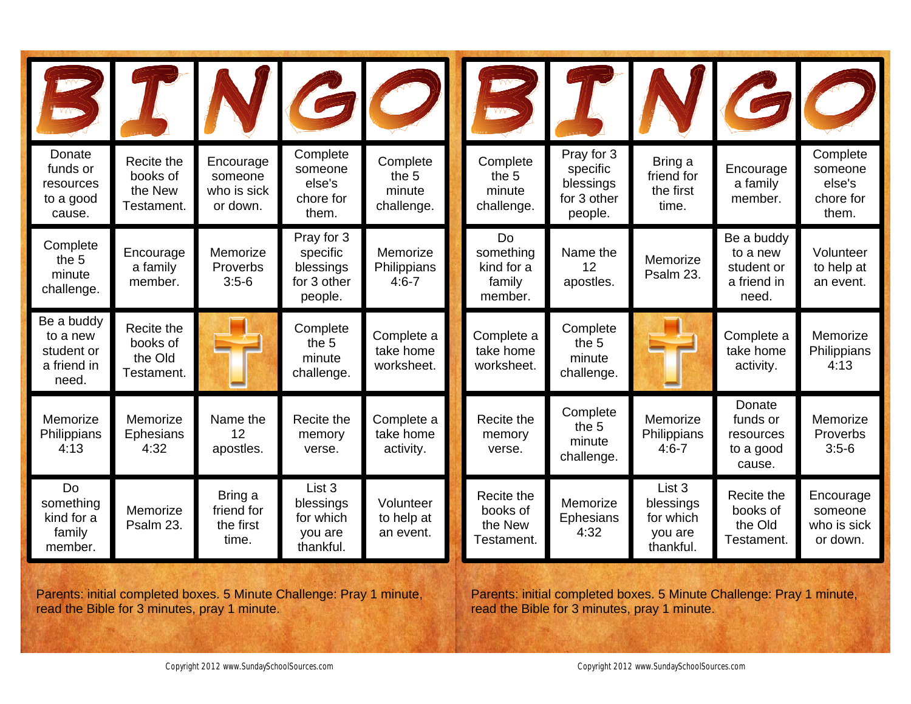| B | I | N | G | O |
|---|---|---|---|---|
| Donate funds or resources to a good cause. | Recite the books of the New Testament. | Encourage someone who is sick or down. | Complete someone else's chore for them. | Complete the 5 minute challenge. |
| Complete the 5 minute challenge. | Encourage a family member. | Memorize Proverbs 3:5-6 | Pray for 3 specific blessings for 3 other people. | Memorize Philippians 4:6-7 |
| Be a buddy to a new student or a friend in need. | Recite the books of the Old Testament. | | Complete the 5 minute challenge. | Complete a take home worksheet. |
| Memorize Philippians 4:13 | Memorize Ephesians 4:32 | Name the 12 apostles. | Recite the memory verse. | Complete a take home activity. |
| Do something kind for a family member. | Memorize Psalm 23. | Bring a friend for the first time. | List 3 blessings for which you are thankful. | Volunteer to help at an event. |

Parents: initial completed boxes. 5 Minute Challenge: Pray 1 minute, read the Bible for 3 minutes, pray 1 minute.

Copyright 2012 www.SundaySchoolSources.com

| B | I | N | G | O |
|---|---|---|---|---|
| Complete the 5 minute challenge. | Pray for 3 specific blessings for 3 other people. | Bring a friend for the first time. | Encourage a family member. | Complete someone else's chore for them. |
| Do something kind for a family member. | Name the 12 apostles. | Memorize Psalm 23. | Be a buddy to a new student or a friend in need. | Volunteer to help at an event. |
| Complete a take home worksheet. | Complete the 5 minute challenge. | | Complete a take home activity. | Memorize Philippians 4:13 |
| Recite the memory verse. | Complete the 5 minute challenge. | Memorize Philippians 4:6-7 | Donate funds or resources to a good cause. | Memorize Proverbs 3:5-6 |
| Recite the books of the New Testament. | Memorize Ephesians 4:32 | List 3 blessings for which you are thankful. | Recite the books of the Old Testament. | Encourage someone who is sick or down. |

Parents: initial completed boxes. 5 Minute Challenge: Pray 1 minute, read the Bible for 3 minutes, pray 1 minute.

Copyright 2012 www.SundaySchoolSources.com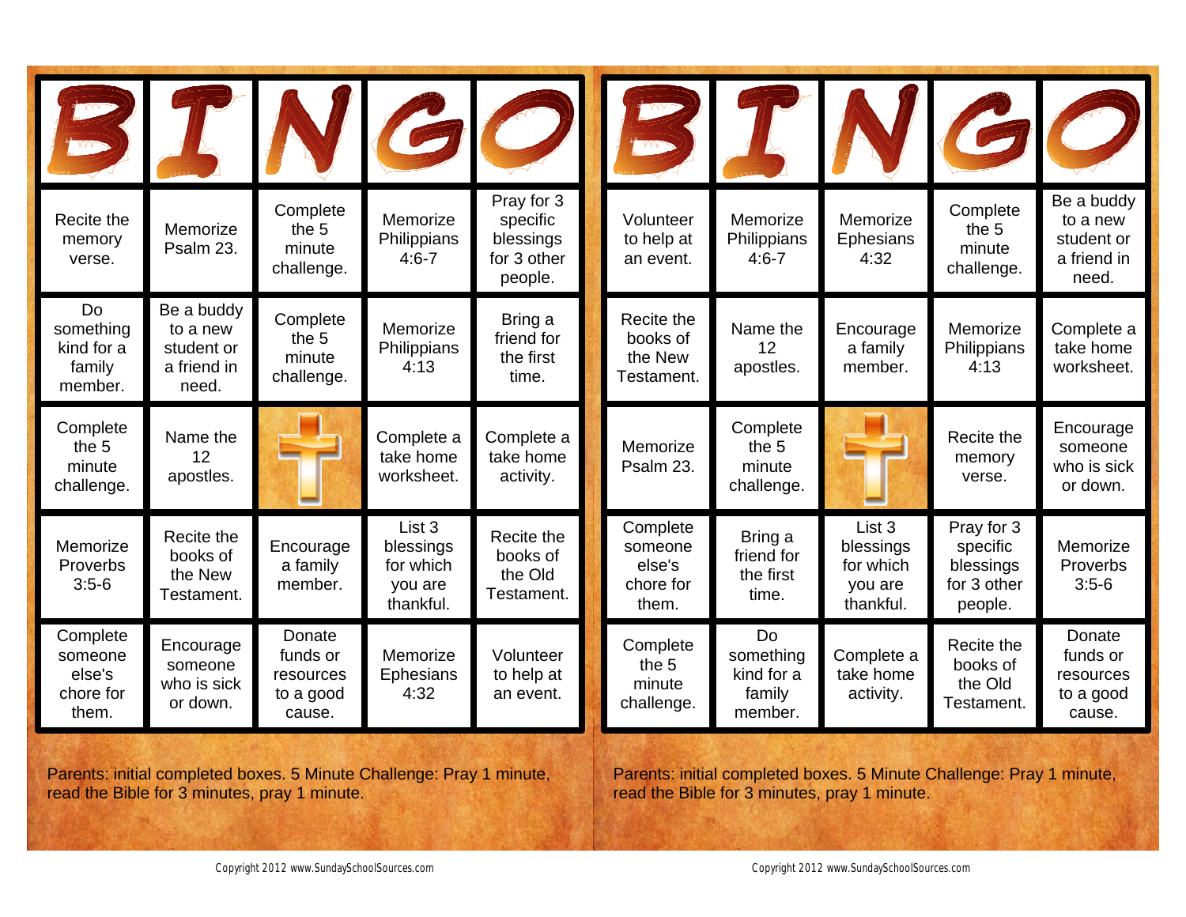| B | I | N | G | O |
|---|---|---|---|---|
| Recite the memory verse. | Memorize Psalm 23. | Complete the 5 minute challenge. | Memorize Philippians 4:6-7 | Pray for 3 specific blessings for 3 other people. |
| Do something kind for a family member. | Be a buddy to a new student or a friend in need. | Complete the 5 minute challenge. | Memorize Philippians 4:13 | Bring a friend for the first time. |
| Complete the 5 minute challenge. | Name the 12 apostles. | | Complete a take home worksheet. | Complete a take home activity. |
| Memorize Proverbs 3:5-6 | Recite the books of the New Testament. | Encourage a family member. | List 3 blessings for which you are thankful. | Recite the books of the Old Testament. |
| Complete someone else's chore for them. | Encourage someone who is sick or down. | Donate funds or resources to a good cause. | Memorize Ephesians 4:32 | Volunteer to help at an event. |

Parents: initial completed boxes. 5 Minute Challenge: Pray 1 minute, read the Bible for 3 minutes, pray 1 minute.

Copyright 2012 www.SundaySchoolSources.com

| B | I | N | G | O |
|---|---|---|---|---|
| Volunteer to help at an event. | Memorize Philippians 4:6-7 | Memorize Ephesians 4:32 | Complete the 5 minute challenge. | Be a buddy to a new student or a friend in need. |
| Recite the books of the New Testament. | Name the 12 apostles. | Encourage a family member. | Memorize Philippians 4:13 | Complete a take home worksheet. |
| Memorize Psalm 23. | Complete the 5 minute challenge. | | Recite the memory verse. | Encourage someone who is sick or down. |
| Complete someone else's chore for them. | Bring a friend for the first time. | List 3 blessings for which you are thankful. | Pray for 3 specific blessings for 3 other people. | Memorize Proverbs 3:5-6 |
| Complete the 5 minute challenge. | Do something kind for a family member. | Complete a take home activity. | Recite the books of the Old Testament. | Donate funds or resources to a good cause. |

Parents: initial completed boxes. 5 Minute Challenge: Pray 1 minute, read the Bible for 3 minutes, pray 1 minute.

Copyright 2012 www.SundaySchoolSources.com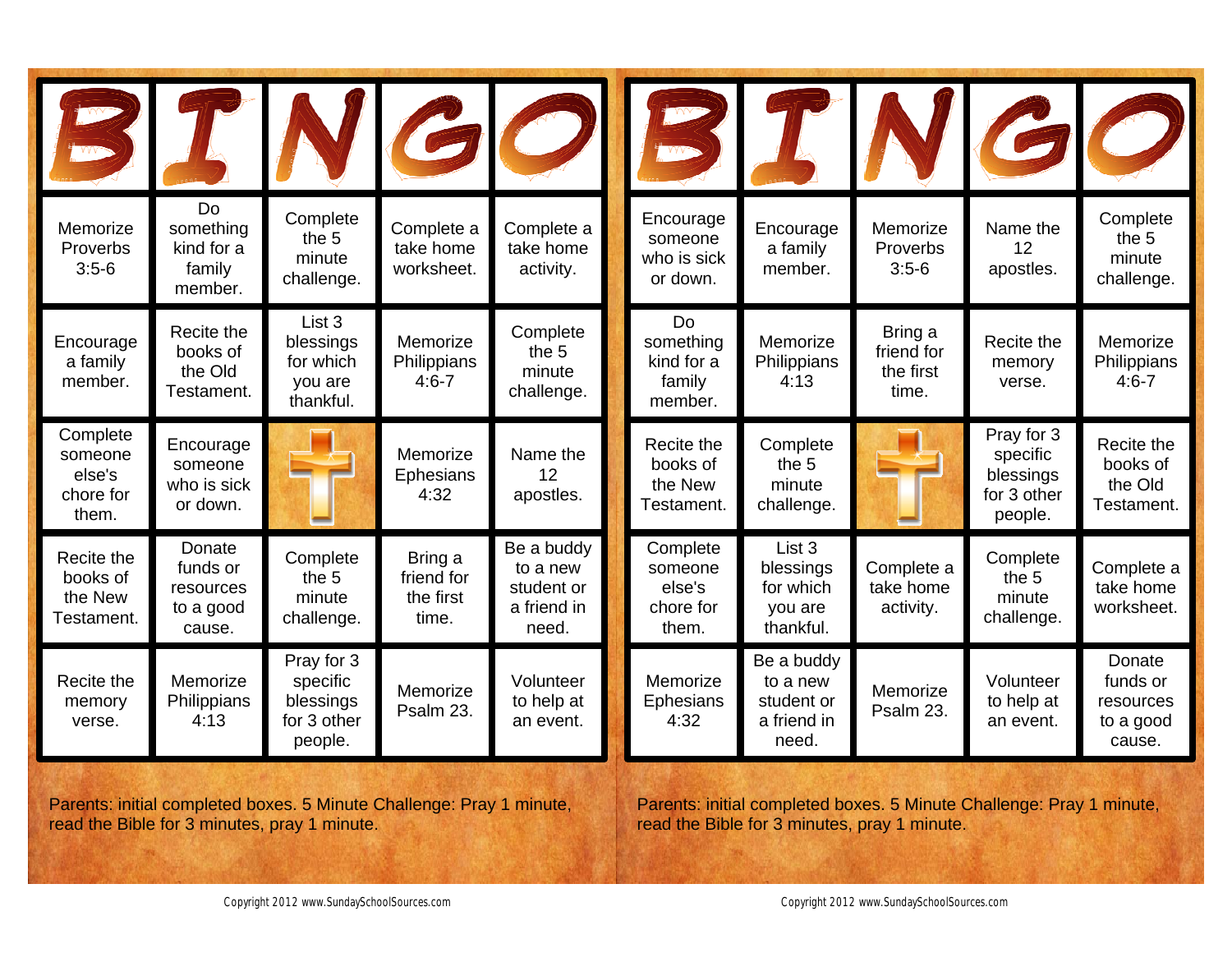| B | I | N | G | O |
|---|---|---|---|---|
| Memorize Proverbs 3:5-6 | Do something kind for a family member. | Complete the 5 minute challenge. | Complete a take home worksheet. | Complete a take home activity. |
| Encourage a family member. | Recite the books of the Old Testament. | List 3 blessings for which you are thankful. | Memorize Philippians 4:6-7 | Complete the 5 minute challenge. |
| Complete someone else's chore for them. | Encourage someone who is sick or down. | | Memorize Ephesians 4:32 | Name the 12 apostles. |
| Recite the books of the New Testament. | Donate funds or resources to a good cause. | Complete the 5 minute challenge. | Bring a friend for the first time. | Be a buddy to a new student or a friend in need. |
| Recite the memory verse. | Memorize Philippians 4:13 | Pray for 3 specific blessings for 3 other people. | Memorize Psalm 23. | Volunteer to help at an event. |

Parents: initial completed boxes. 5 Minute Challenge: Pray 1 minute, read the Bible for 3 minutes, pray 1 minute.

Copyright 2012 www.SundaySchoolSources.com

| B | I | N | G | O |
|---|---|---|---|---|
| Encourage someone who is sick or down. | Encourage a family member. | Memorize Proverbs 3:5-6 | Name the 12 apostles. | Complete the 5 minute challenge. |
| Do something kind for a family member. | Memorize Philippians 4:13 | Bring a friend for the first time. | Recite the memory verse. | Memorize Philippians 4:6-7 |
| Recite the books of the New Testament. | Complete the 5 minute challenge. | | Pray for 3 specific blessings for 3 other people. | Recite the books of the Old Testament. |
| Complete someone else's chore for them. | List 3 blessings for which you are thankful. | Complete a take home activity. | Complete the 5 minute challenge. | Complete a take home worksheet. |
| Memorize Ephesians 4:32 | Be a buddy to a new student or a friend in need. | Memorize Psalm 23. | Volunteer to help at an event. | Donate funds or resources to a good cause. |

Parents: initial completed boxes. 5 Minute Challenge: Pray 1 minute, read the Bible for 3 minutes, pray 1 minute.

Copyright 2012 www.SundaySchoolSources.com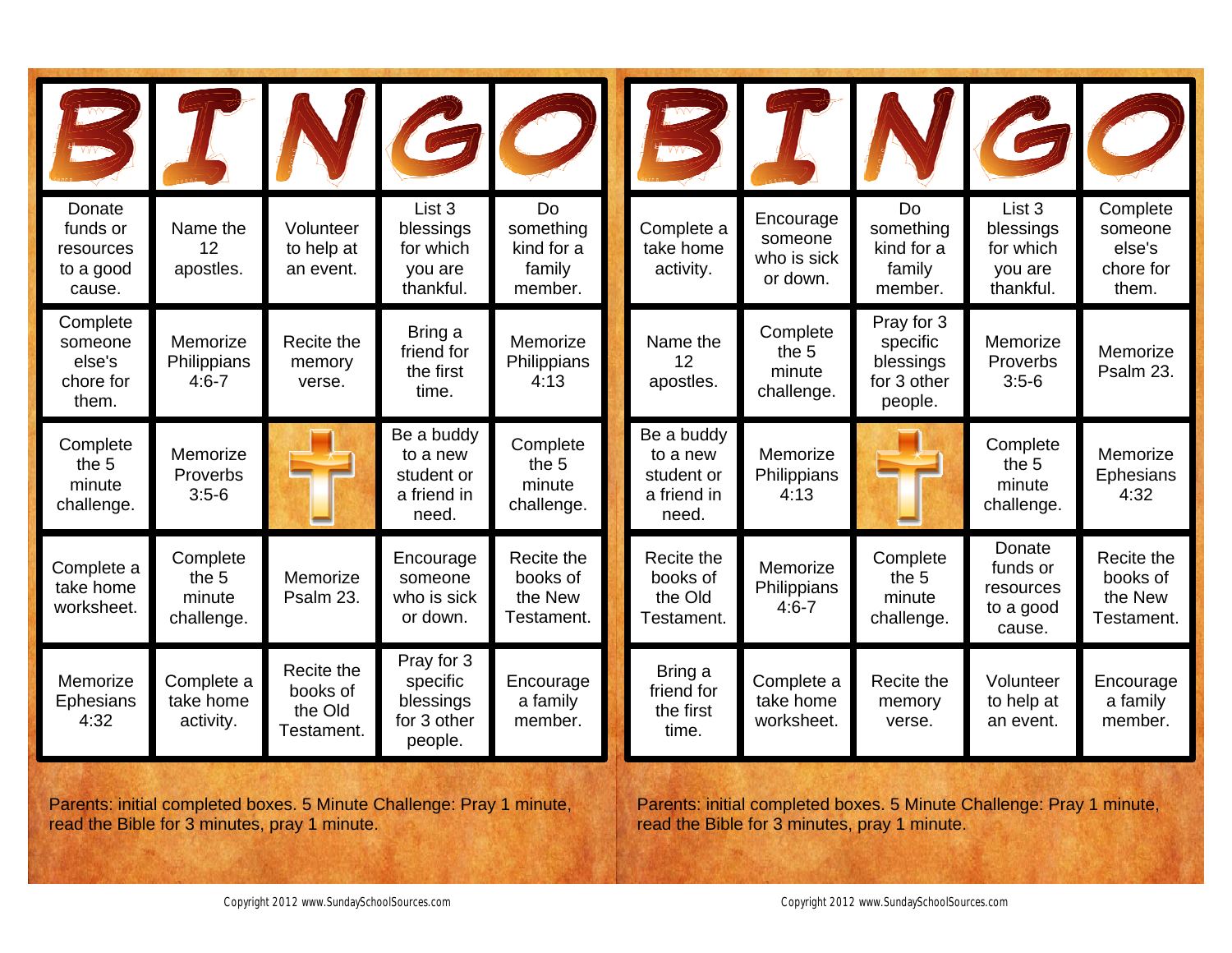| B | I | N | G | O |
|---|---|---|---|---|
| Donate funds or resources to a good cause. | Name the 12 apostles. | Volunteer to help at an event. | List 3 blessings for which you are thankful. | Do something kind for a family member. |
| Complete someone else's chore for them. | Memorize Philippians 4:6-7 | Recite the memory verse. | Bring a friend for the first time. | Memorize Philippians 4:13 |
| Complete the 5 minute challenge. | Memorize Proverbs 3:5-6 | | Be a buddy to a new student or a friend in need. | Complete the 5 minute challenge. |
| Complete a take home worksheet. | Complete the 5 minute challenge. | Memorize Psalm 23. | Encourage someone who is sick or down. | Recite the books of the New Testament. |
| Memorize Ephesians 4:32 | Complete a take home activity. | Recite the books of the Old Testament. | Pray for 3 specific blessings for 3 other people. | Encourage a family member. |

Parents: initial completed boxes. 5 Minute Challenge: Pray 1 minute, read the Bible for 3 minutes, pray 1 minute.

Copyright 2012 www.SundaySchoolSources.com

| B | I | N | G | O |
|---|---|---|---|---|
| Complete a take home activity. | Encourage someone who is sick or down. | Do something kind for a family member. | List 3 blessings for which you are thankful. | Complete someone else's chore for them. |
| Name the 12 apostles. | Complete the 5 minute challenge. | Pray for 3 specific blessings for 3 other people. | Memorize Proverbs 3:5-6 | Memorize Psalm 23. |
| Be a buddy to a new student or a friend in need. | Memorize Philippians 4:13 | | Complete the 5 minute challenge. | Memorize Ephesians 4:32 |
| Recite the books of the Old Testament. | Memorize Philippians 4:6-7 | Complete the 5 minute challenge. | Donate funds or resources to a good cause. | Recite the books of the New Testament. |
| Bring a friend for the first time. | Complete a take home worksheet. | Recite the memory verse. | Volunteer to help at an event. | Encourage a family member. |

Parents: initial completed boxes. 5 Minute Challenge: Pray 1 minute, read the Bible for 3 minutes, pray 1 minute.

Copyright 2012 www.SundaySchoolSources.com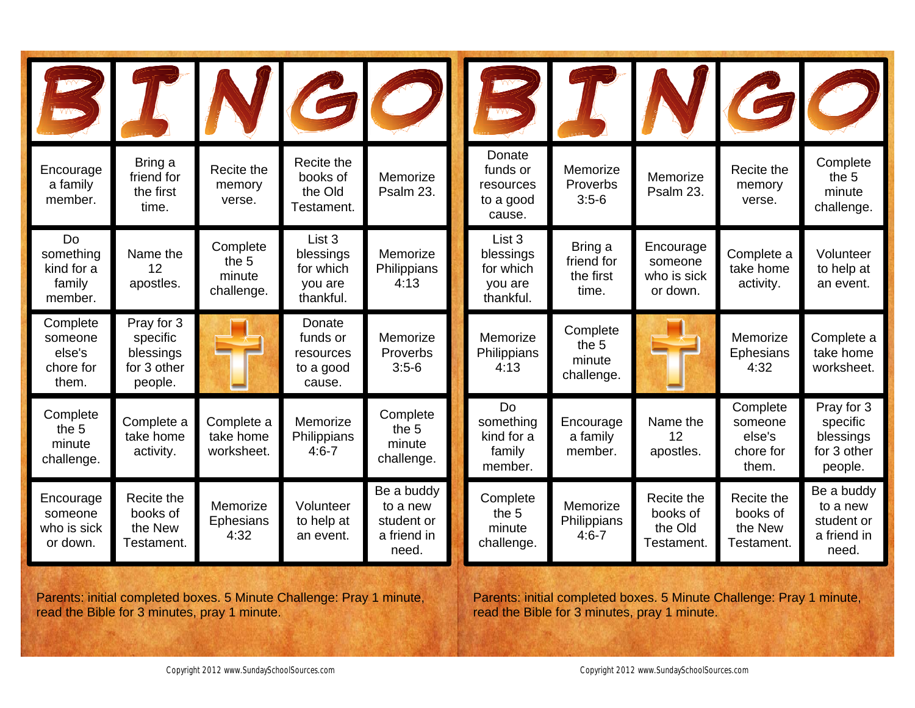| B | I | N | G | O |
|---|---|---|---|---|
| Encourage a family member. | Bring a friend for the first time. | Recite the memory verse. | Recite the books of the Old Testament. | Memorize Psalm 23. |
| Do something kind for a family member. | Name the 12 apostles. | Complete the 5 minute challenge. | List 3 blessings for which you are thankful. | Memorize Philippians 4:13 |
| Complete someone else's chore for them. | Pray for 3 specific blessings for 3 other people. | | Donate funds or resources to a good cause. | Memorize Proverbs 3:5-6 |
| Complete the 5 minute challenge. | Complete a take home activity. | Complete a take home worksheet. | Memorize Philippians 4:6-7 | Complete the 5 minute challenge. |
| Encourage someone who is sick or down. | Recite the books of the New Testament. | Memorize Ephesians 4:32 | Volunteer to help at an event. | Be a buddy to a new student or a friend in need. |

Parents: initial completed boxes. 5 Minute Challenge: Pray 1 minute, read the Bible for 3 minutes, pray 1 minute.

Copyright 2012 www.SundaySchoolSources.com

| B | I | N | G | O |
|---|---|---|---|---|
| Donate funds or resources to a good cause. | Memorize Proverbs 3:5-6 | Memorize Psalm 23. | Recite the memory verse. | Complete the 5 minute challenge. |
| List 3 blessings for which you are thankful. | Bring a friend for the first time. | Encourage someone who is sick or down. | Complete a take home activity. | Volunteer to help at an event. |
| Memorize Philippians 4:13 | Complete the 5 minute challenge. | | Memorize Ephesians 4:32 | Complete a take home worksheet. |
| Do something kind for a family member. | Encourage a family member. | Name the 12 apostles. | Complete someone else's chore for them. | Pray for 3 specific blessings for 3 other people. |
| Complete the 5 minute challenge. | Memorize Philippians 4:6-7 | Recite the books of the Old Testament. | Recite the books of the New Testament. | Be a buddy to a new student or a friend in need. |

Parents: initial completed boxes. 5 Minute Challenge: Pray 1 minute, read the Bible for 3 minutes, pray 1 minute.

Copyright 2012 www.SundaySchoolSources.com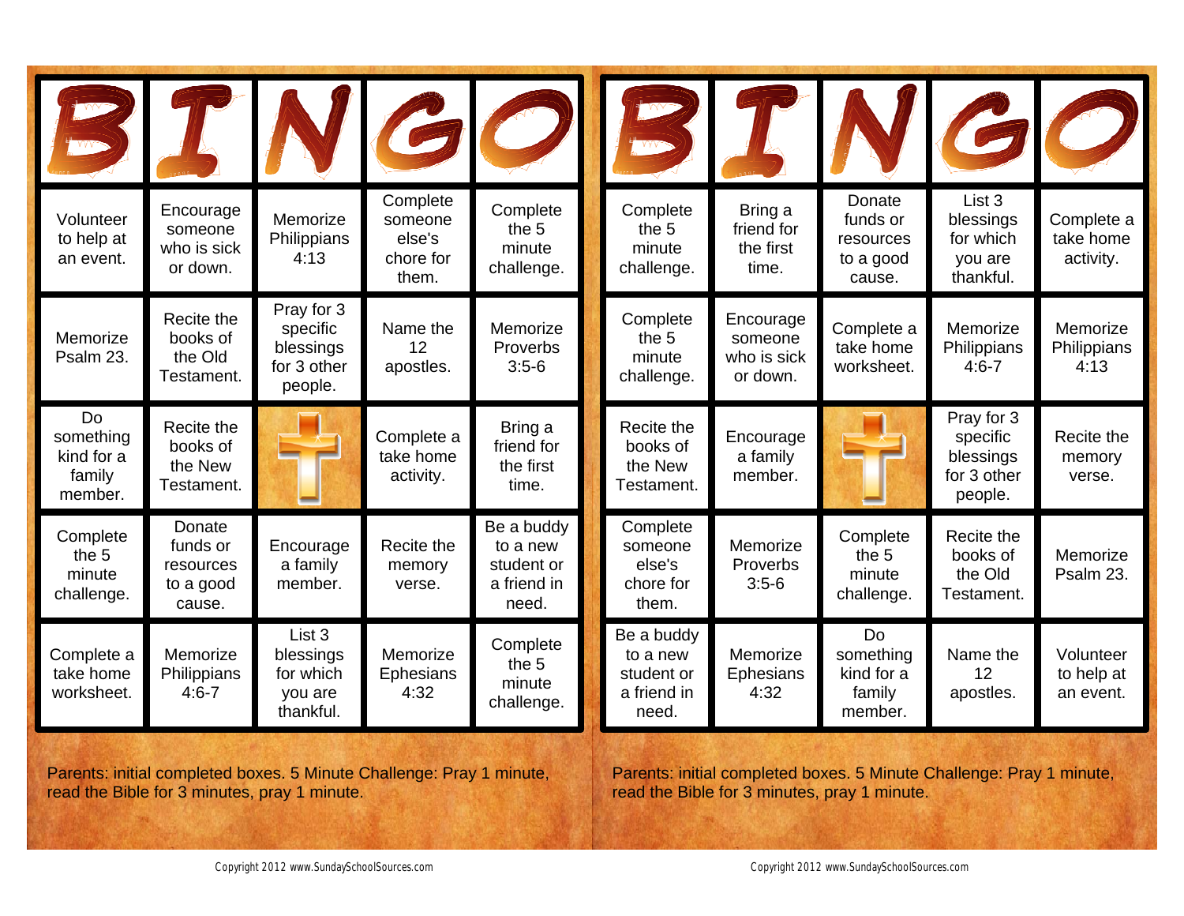| B | I | N | G | O |
|---|---|---|---|---|
| Volunteer to help at an event. | Encourage someone who is sick or down. | Memorize Philippians 4:13 | Complete someone else's chore for them. | Complete the 5 minute challenge. |
| Memorize Psalm 23. | Recite the books of the Old Testament. | Pray for 3 specific blessings for 3 other people. | Name the 12 apostles. | Memorize Proverbs 3:5-6 |
| Do something kind for a family member. | Recite the books of the New Testament. | | Complete a take home activity. | Bring a friend for the first time. |
| Complete the 5 minute challenge. | Donate funds or resources to a good cause. | Encourage a family member. | Recite the memory verse. | Be a buddy to a new student or a friend in need. |
| Complete a take home worksheet. | Memorize Philippians 4:6-7 | List 3 blessings for which you are thankful. | Memorize Ephesians 4:32 | Complete the 5 minute challenge. |

Parents: initial completed boxes. 5 Minute Challenge: Pray 1 minute, read the Bible for 3 minutes, pray 1 minute.

Copyright 2012 www.SundaySchoolSources.com

| B | I | N | G | O |
|---|---|---|---|---|
| Complete the 5 minute challenge. | Bring a friend for the first time. | Donate funds or resources to a good cause. | List 3 blessings for which you are thankful. | Complete a take home activity. |
| Complete the 5 minute challenge. | Encourage someone who is sick or down. | Complete a take home worksheet. | Memorize Philippians 4:6-7 | Memorize Philippians 4:13 |
| Recite the books of the New Testament. | Encourage a family member. | | Pray for 3 specific blessings for 3 other people. | Recite the memory verse. |
| Complete someone else's chore for them. | Memorize Proverbs 3:5-6 | Complete the 5 minute challenge. | Recite the books of the Old Testament. | Memorize Psalm 23. |
| Be a buddy to a new student or a friend in need. | Memorize Ephesians 4:32 | Do something kind for a family member. | Name the 12 apostles. | Volunteer to help at an event. |

Parents: initial completed boxes. 5 Minute Challenge: Pray 1 minute, read the Bible for 3 minutes, pray 1 minute.

Copyright 2012 www.SundaySchoolSources.com